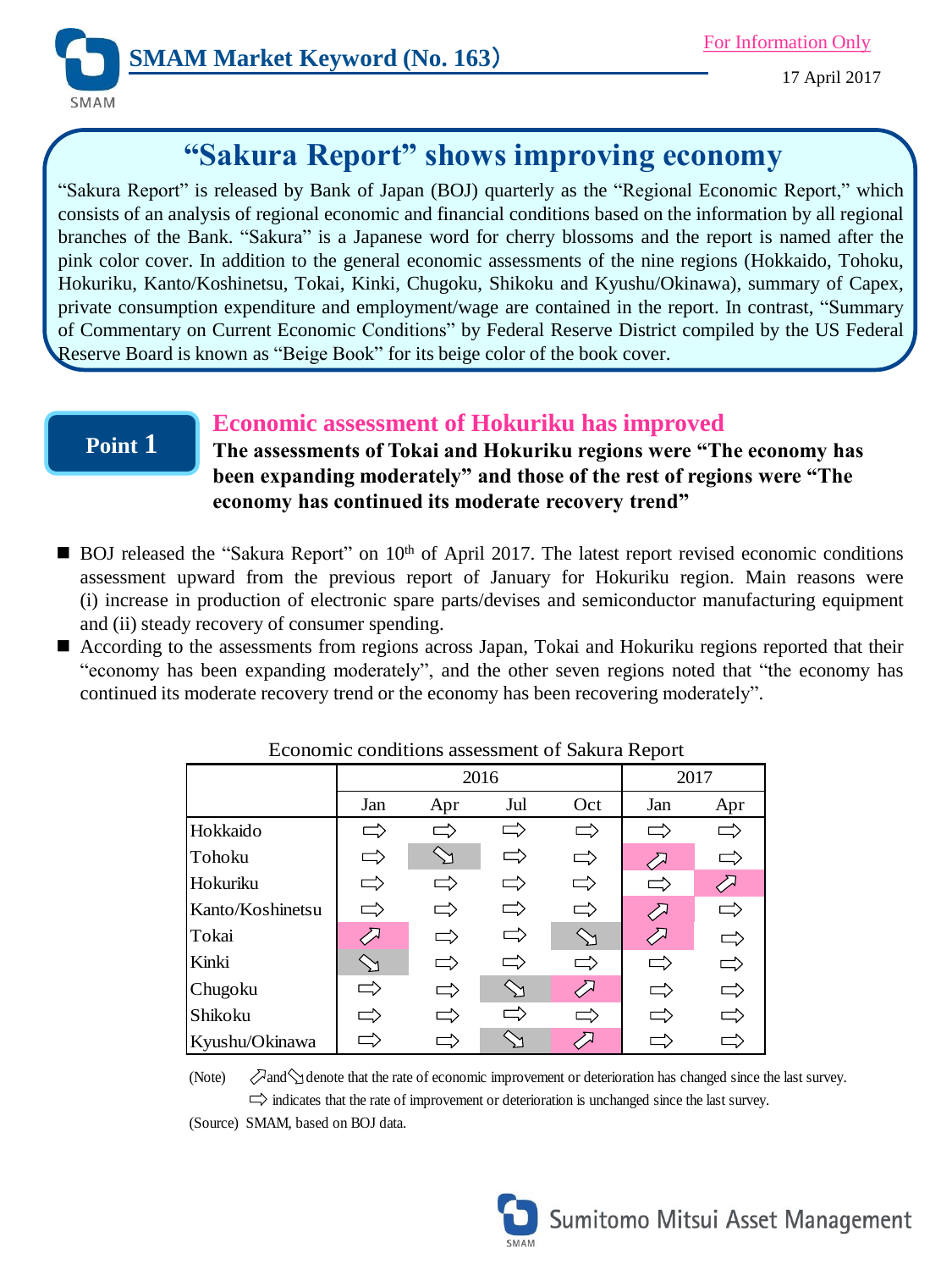SMAM Market Keyword (No. 163)

For Information Only

17 April 2017

# "Sakura Report" shows improving economy

"Sakura Report" is released by Bank of Japan (BOJ) quarterly as the "Regional Economic Report," which consists of an analysis of regional economic and financial conditions based on the information by all regional branches of the Bank. "Sakura" is a Japanese word for cherry blossoms and the report is named after the pink color cover. In addition to the general economic assessments of the nine regions (Hokkaido, Tohoku, Hokuriku, Kanto/Koshinetsu, Tokai, Kinki, Chugoku, Shikoku and Kyushu/Okinawa), summary of Capex, private consumption expenditure and employment/wage are contained in the report. In contrast, "Summary of Commentary on Current Economic Conditions" by Federal Reserve District compiled by the US Federal Reserve Board is known as "Beige Book" for its beige color of the book cover.

## Point 1

### Economic assessment of Hokuriku has improved

**The assessments of Tokai and Hokuriku regions were "The economy has been expanding moderately" and those of the rest of regions were "The economy has continued its moderate recovery trend"**

- BOJ released the "Sakura Report" on 10th of April 2017. The latest report revised economic conditions assessment upward from the previous report of January for Hokuriku region. Main reasons were (i) increase in production of electronic spare parts/devises and semiconductor manufacturing equipment and (ii) steady recovery of consumer spending.
- According to the assessments from regions across Japan, Tokai and Hokuriku regions reported that their "economy has been expanding moderately", and the other seven regions noted that "the economy has continued its moderate recovery trend or the economy has been recovering moderately".

Economic conditions assessment of Sakura Report

| | 2016 | | | | 2017 | |
|---|---|---|---|---|---|---|
| | Jan | Apr | Jul | Oct | Jan | Apr |
| Hokkaido | ⇨ | ⇨ | ⇨ | ⇨ | ⇨ | ⇨ |
| Tohoku | ⇨ | ⬂ | ⇨ | ⇨ | ⬀ | ⇨ |
| Hokuriku | ⇨ | ⇨ | ⇨ | ⇨ | ⇨ | ⬀ |
| Kanto/Koshinetsu | ⇨ | ⇨ | ⇨ | ⇨ | ⬀ | ⇨ |
| Tokai | ⬀ | ⇨ | ⇨ | ⬂ | ⬀ | ⇨ |
| Kinki | ⬂ | ⇨ | ⇨ | ⇨ | ⇨ | ⇨ |
| Chugoku | ⇨ | ⇨ | ⬂ | ⬀ | ⇨ | ⇨ |
| Shikoku | ⇨ | ⇨ | ⇨ | ⇨ | ⇨ | ⇨ |
| Kyushu/Okinawa | ⇨ | ⇨ | ⬂ | ⬀ | ⇨ | ⇨ |

(Note) ⬀ and ⬂ denote that the rate of economic improvement or deterioration has changed since the last survey. ⇨ indicates that the rate of improvement or deterioration is unchanged since the last survey.

(Source) SMAM, based on BOJ data.

Sumitomo Mitsui Asset Management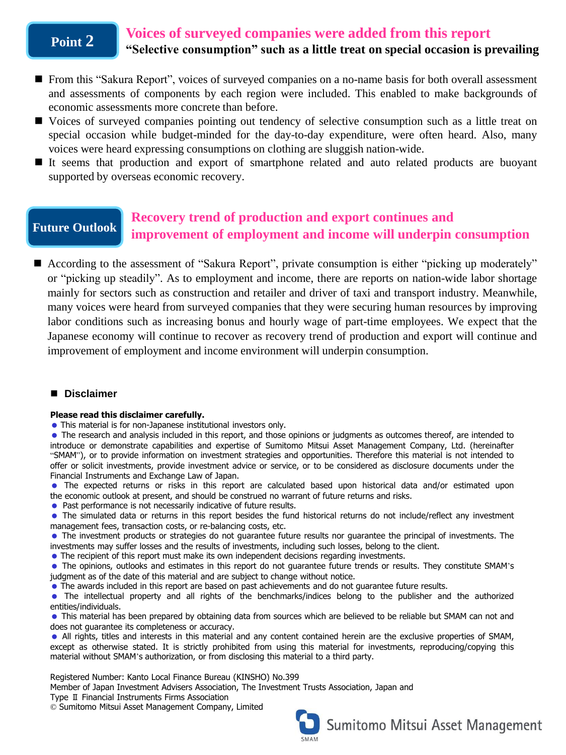## Point 2

## Voices of surveyed companies were added from this report

**“Selective consumption” such as a little treat on special occasion is prevailing**

- From this “Sakura Report”, voices of surveyed companies on a no-name basis for both overall assessment and assessments of components by each region were included. This enabled to make backgrounds of economic assessments more concrete than before.
- Voices of surveyed companies pointing out tendency of selective consumption such as a little treat on special occasion while budget-minded for the day-to-day expenditure, were often heard. Also, many voices were heard expressing consumptions on clothing are sluggish nation-wide.
- It seems that production and export of smartphone related and auto related products are buoyant supported by overseas economic recovery.

## Future Outlook

## Recovery trend of production and export continues and improvement of employment and income will underpin consumption

- According to the assessment of “Sakura Report”, private consumption is either “picking up moderately” or “picking up steadily”. As to employment and income, there are reports on nation-wide labor shortage mainly for sectors such as construction and retailer and driver of taxi and transport industry. Meanwhile, many voices were heard from surveyed companies that they were securing human resources by improving labor conditions such as increasing bonus and hourly wage of part-time employees. We expect that the Japanese economy will continue to recover as recovery trend of production and export will continue and improvement of employment and income environment will underpin consumption.

### Disclaimer

**Please read this disclaimer carefully.**

- This material is for non-Japanese institutional investors only.
- The research and analysis included in this report, and those opinions or judgments as outcomes thereof, are intended to introduce or demonstrate capabilities and expertise of Sumitomo Mitsui Asset Management Company, Ltd. (hereinafter “SMAM”), or to provide information on investment strategies and opportunities. Therefore this material is not intended to offer or solicit investments, provide investment advice or service, or to be considered as disclosure documents under the Financial Instruments and Exchange Law of Japan.
- The expected returns or risks in this report are calculated based upon historical data and/or estimated upon the economic outlook at present, and should be construed no warrant of future returns and risks.
- Past performance is not necessarily indicative of future results.
- The simulated data or returns in this report besides the fund historical returns do not include/reflect any investment management fees, transaction costs, or re-balancing costs, etc.
- The investment products or strategies do not guarantee future results nor guarantee the principal of investments. The investments may suffer losses and the results of investments, including such losses, belong to the client.
- The recipient of this report must make its own independent decisions regarding investments.
- The opinions, outlooks and estimates in this report do not guarantee future trends or results. They constitute SMAM’s judgment as of the date of this material and are subject to change without notice.
- The awards included in this report are based on past achievements and do not guarantee future results.
- The intellectual property and all rights of the benchmarks/indices belong to the publisher and the authorized entities/individuals.
- This material has been prepared by obtaining data from sources which are believed to be reliable but SMAM can not and does not guarantee its completeness or accuracy.
- All rights, titles and interests in this material and any content contained herein are the exclusive properties of SMAM, except as otherwise stated. It is strictly prohibited from using this material for investments, reproducing/copying this material without SMAM’s authorization, or from disclosing this material to a third party.

Registered Number: Kanto Local Finance Bureau (KINSHO) No.399
Member of Japan Investment Advisers Association, The Investment Trusts Association, Japan and
Type Ⅱ Financial Instruments Firms Association
© Sumitomo Mitsui Asset Management Company, Limited

Sumitomo Mitsui Asset Management